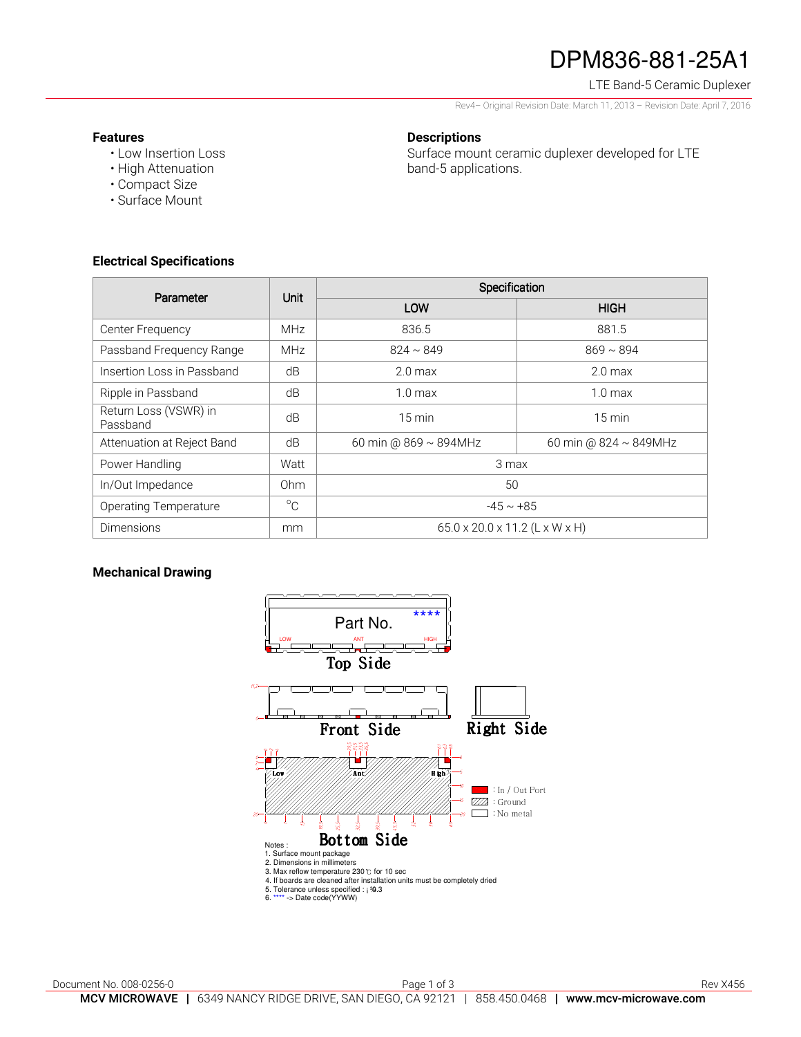# DPM836-881-25A1

LTE Band-5 Ceramic Duplexer

Rev4– Original Revision Date: March 11, 2013 – Revision Date: April 7, 2016

## Features

- Low Insertion Loss
- High Attenuation
- Compact Size
- Surface Mount

## Descriptions

Surface mount ceramic duplexer developed for LTE band-5 applications.

## Electrical Specifications

| Parameter | Unit | Specification | |
|---|---|---|---|
| | | LOW | HIGH |
| Center Frequency | MHz | 836.5 | 881.5 |
| Passband Frequency Range | MHz | 824 ~ 849 | 869 ~ 894 |
| Insertion Loss in Passband | dB | 2.0 max | 2.0 max |
| Ripple in Passband | dB | 1.0 max | 1.0 max |
| Return Loss (VSWR) in Passband | dB | 15 min | 15 min |
| Attenuation at Reject Band | dB | 60 min @ 869 ~ 894MHz | 60 min @ 824 ~ 849MHz |
| Power Handling | Watt | 3 max | |
| In/Out Impedance | Ohm | 50 | |
| Operating Temperature | °C | -45 ~ +85 | |
| Dimensions | mm | 65.0 x 20.0 x 11.2 (L x W x H) | |

## Mechanical Drawing

Part No. ****

LOW ANT HIGH

Top Side

Front Side

Right Side

Low Ant High

Bottom Side

: In / Out Port
: Ground
: No metal

Notes :
1. Surface mount package
2. Dimensions in millimeters
3. Max reflow temperature 230℃ for 10 sec
4. If boards are cleaned after installation units must be completely dried
5. Tolerance unless specified : ±0.3
6. **** -> Date code(YYWW)

Document No. 008-0256-0

Rev X456

MCV MICROWAVE | 6349 NANCY RIDGE DRIVE, SAN DIEGO, CA 92121 | 858.450.0468 | www.mcv-microwave.com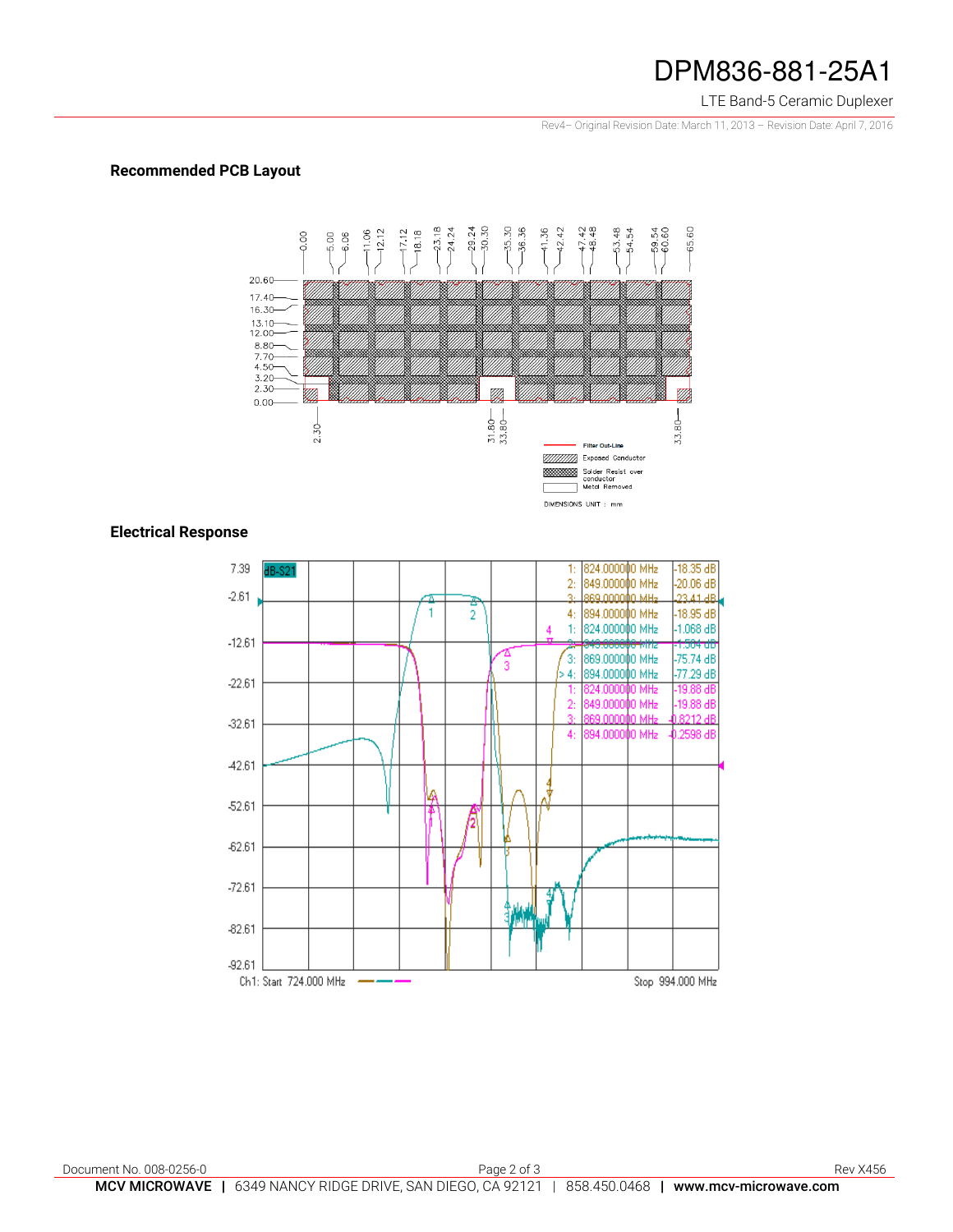## Recommended PCB Layout

Filter Out-Line

Exposed Conductor

Solder Resist over conductor

Metal Removed

DIMENSIONS UNIT : mm

## Electrical Response

| Marker | Frequency | Value |
|---|---|---|
| 1: | 824.000000 MHz | -18.35 dB |
| 2: | 849.000000 MHz | -20.06 dB |
| 3: | 869.000000 MHz | -23.41 dB |
| 4: | 894.000000 MHz | -18.95 dB |
| 1: | 824.000000 MHz | -1.068 dB |
| 2: | 849.000000 MHz | -1.504 dB |
| 3: | 869.000000 MHz | -75.74 dB |
| > 4: | 894.000000 MHz | -77.29 dB |
| 1: | 824.000000 MHz | -19.88 dB |
| 2: | 849.000000 MHz | -19.88 dB |
| 3: | 869.000000 MHz | -0.8212 dB |
| 4: | 894.000000 MHz | -0.2598 dB |

Ch1: Start 724.000 MHz — Stop 994.000 MHz

Document No. 008-0256-0

Rev X456

**MCV MICROWAVE** | 6349 NANCY RIDGE DRIVE, SAN DIEGO, CA 92121 | 858.450.0468 | **www.mcv-microwave.com**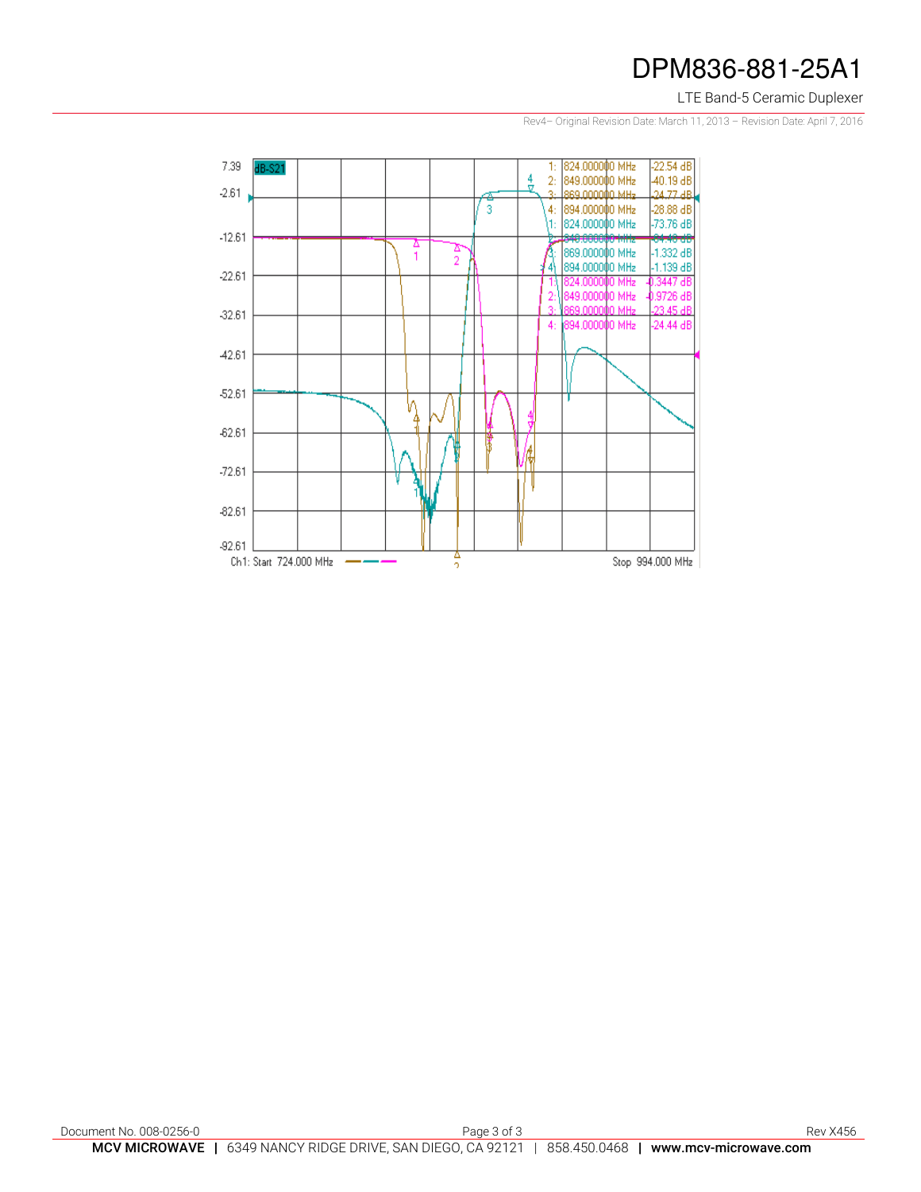# DPM836-881-25A1

LTE Band-5 Ceramic Duplexer

Rev4– Original Revision Date: March 11, 2013 – Revision Date: April 7, 2016

7.39
-2.61
-12.61
-22.61
-32.61
-42.61
-52.61
-62.61
-72.61
-82.61
-92.61

dB-S21

1: 824.000000 MHz -22.54 dB
2: 849.000000 MHz -40.19 dB
3: 869.000000 MHz -24.77 dB
4: 894.000000 MHz -28.88 dB
1: 824.000000 MHz -73.76 dB
2: 849.000000 MHz -64.48 dB
3: 869.000000 MHz -1.332 dB
4: 894.000000 MHz -1.139 dB
1: 824.000000 MHz -0.3447 dB
2: 849.000000 MHz -0.9726 dB
3: 869.000000 MHz -23.45 dB
4: 894.000000 MHz -24.44 dB

Ch1: Start 724.000 MHz

Stop 994.000 MHz

Document No. 008-0256-0

Rev X456

**MCV MICROWAVE** | 6349 NANCY RIDGE DRIVE, SAN DIEGO, CA 92121 | 858.450.0468 | **www.mcv-microwave.com**